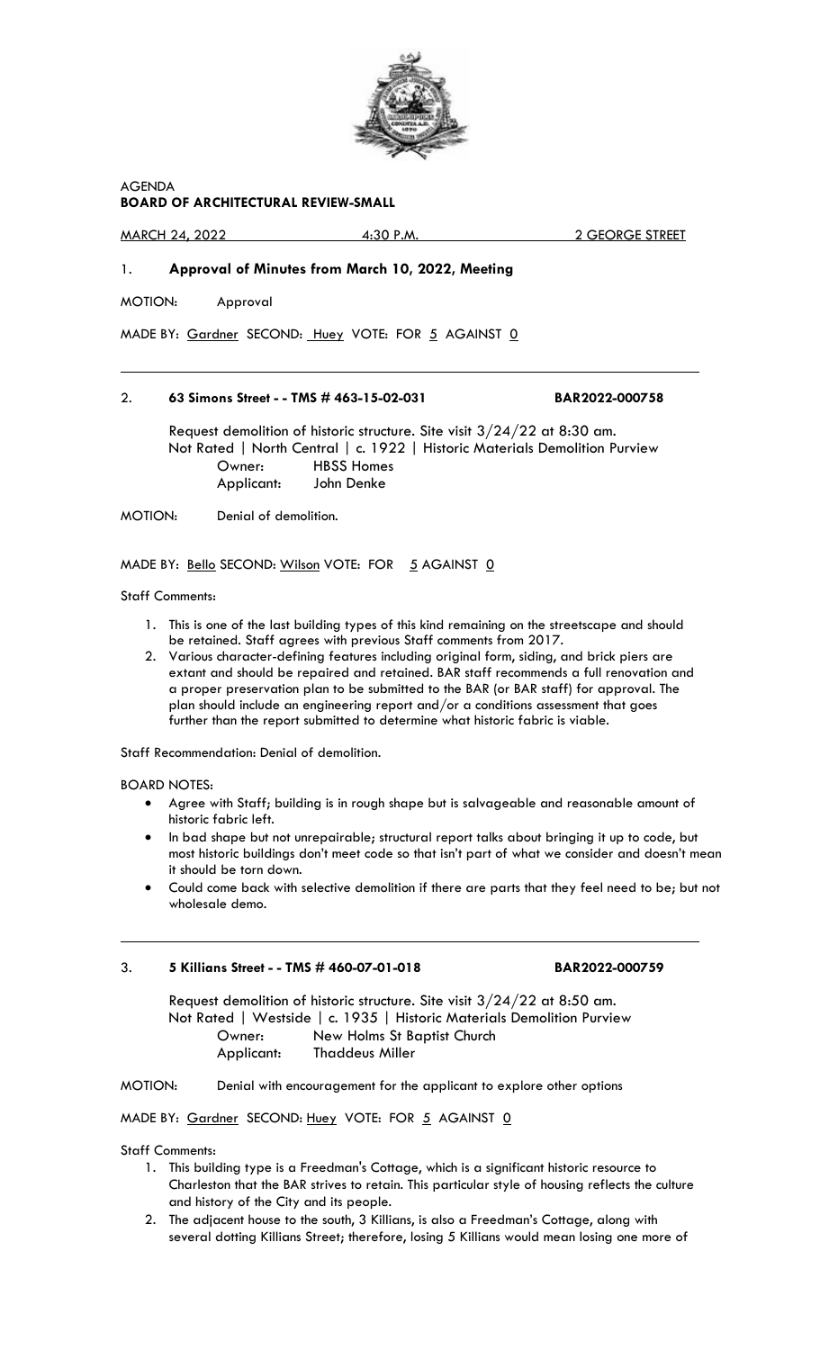AGENDA
**BOARD OF ARCHITECTURAL REVIEW-SMALL**

MARCH 24, 2022 4:30 P.M. 2 GEORGE STREET

## 1. **Approval of Minutes from March 10, 2022, Meeting**

MOTION: Approval

MADE BY: Gardner SECOND: Huey VOTE: FOR 5 AGAINST 0

---

## 2. **63 Simons Street - - TMS # 463-15-02-031** **BAR2022-000758**

Request demolition of historic structure. Site visit 3/24/22 at 8:30 am.
Not Rated | North Central | c. 1922 | Historic Materials Demolition Purview
Owner: HBSS Homes
Applicant: John Denke

MOTION: Denial of demolition.

MADE BY: Bello SECOND: Wilson VOTE: FOR 5 AGAINST 0

Staff Comments:

1. This is one of the last building types of this kind remaining on the streetscape and should be retained. Staff agrees with previous Staff comments from 2017.
2. Various character-defining features including original form, siding, and brick piers are extant and should be repaired and retained. BAR staff recommends a full renovation and a proper preservation plan to be submitted to the BAR (or BAR staff) for approval. The plan should include an engineering report and/or a conditions assessment that goes further than the report submitted to determine what historic fabric is viable.

Staff Recommendation: Denial of demolition.

BOARD NOTES:

- Agree with Staff; building is in rough shape but is salvageable and reasonable amount of historic fabric left.
- In bad shape but not unrepairable; structural report talks about bringing it up to code, but most historic buildings don't meet code so that isn't part of what we consider and doesn't mean it should be torn down.
- Could come back with selective demolition if there are parts that they feel need to be; but not wholesale demo.

---

## 3. **5 Killians Street - - TMS # 460-07-01-018** **BAR2022-000759**

Request demolition of historic structure. Site visit 3/24/22 at 8:50 am.
Not Rated | Westside | c. 1935 | Historic Materials Demolition Purview
Owner: New Holms St Baptist Church
Applicant: Thaddeus Miller

MOTION: Denial with encouragement for the applicant to explore other options

MADE BY: Gardner SECOND: Huey VOTE: FOR 5 AGAINST 0

Staff Comments:

1. This building type is a Freedman's Cottage, which is a significant historic resource to Charleston that the BAR strives to retain. This particular style of housing reflects the culture and history of the City and its people.
2. The adjacent house to the south, 3 Killians, is also a Freedman's Cottage, along with several dotting Killians Street; therefore, losing 5 Killians would mean losing one more of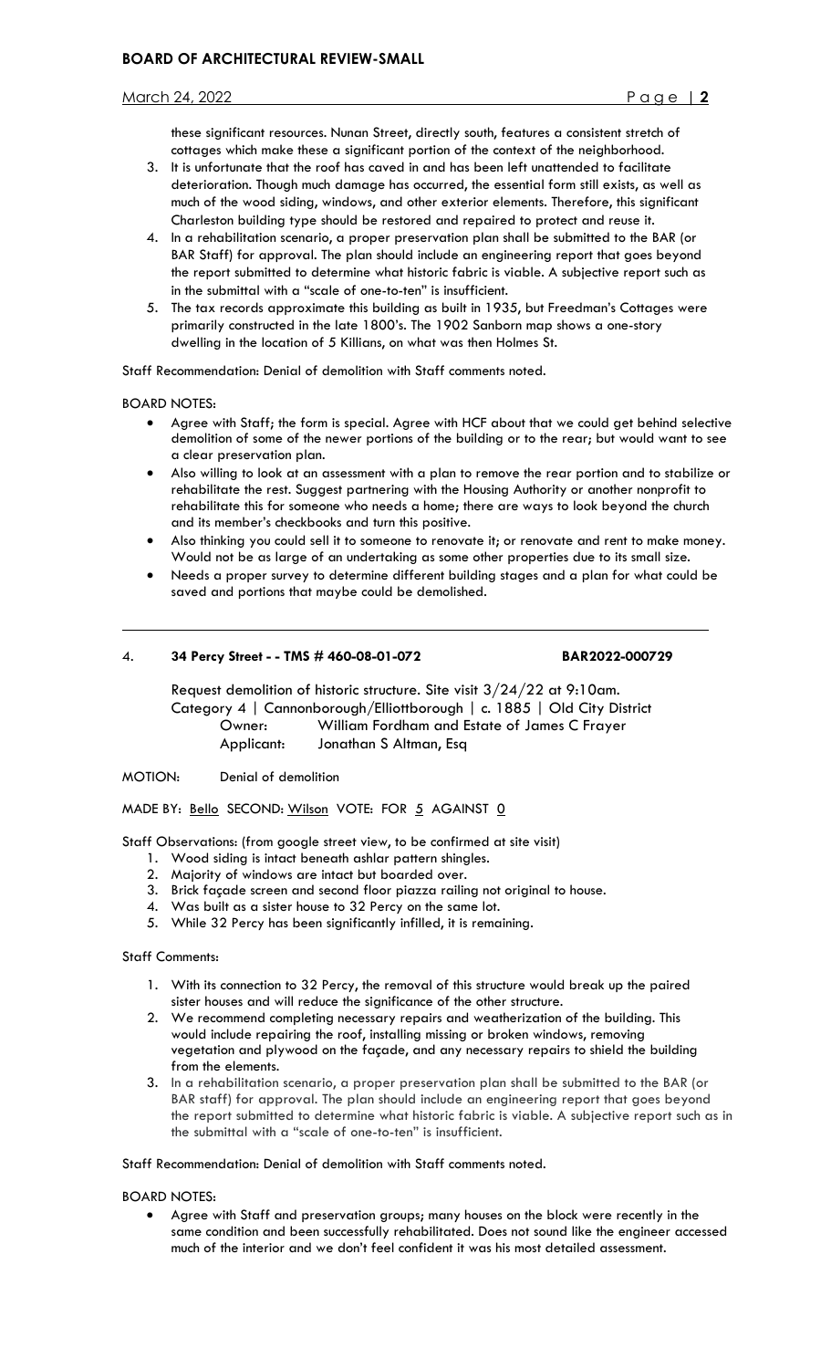these significant resources. Nunan Street, directly south, features a consistent stretch of cottages which make these a significant portion of the context of the neighborhood.

3. It is unfortunate that the roof has caved in and has been left unattended to facilitate deterioration. Though much damage has occurred, the essential form still exists, as well as much of the wood siding, windows, and other exterior elements. Therefore, this significant Charleston building type should be restored and repaired to protect and reuse it.
4. In a rehabilitation scenario, a proper preservation plan shall be submitted to the BAR (or BAR Staff) for approval. The plan should include an engineering report that goes beyond the report submitted to determine what historic fabric is viable. A subjective report such as in the submittal with a "scale of one-to-ten" is insufficient.
5. The tax records approximate this building as built in 1935, but Freedman's Cottages were primarily constructed in the late 1800's. The 1902 Sanborn map shows a one-story dwelling in the location of 5 Killians, on what was then Holmes St.

Staff Recommendation: Denial of demolition with Staff comments noted.

BOARD NOTES:

- Agree with Staff; the form is special. Agree with HCF about that we could get behind selective demolition of some of the newer portions of the building or to the rear; but would want to see a clear preservation plan.
- Also willing to look at an assessment with a plan to remove the rear portion and to stabilize or rehabilitate the rest. Suggest partnering with the Housing Authority or another nonprofit to rehabilitate this for someone who needs a home; there are ways to look beyond the church and its member's checkbooks and turn this positive.
- Also thinking you could sell it to someone to renovate it; or renovate and rent to make money. Would not be as large of an undertaking as some other properties due to its small size.
- Needs a proper survey to determine different building stages and a plan for what could be saved and portions that maybe could be demolished.

---

4. **34 Percy Street - - TMS # 460-08-01-072** **BAR2022-000729**

Request demolition of historic structure. Site visit 3/24/22 at 9:10am.
Category 4 | Cannonborough/Elliottborough | c. 1885 | Old City District
Owner: William Fordham and Estate of James C Frayer
Applicant: Jonathan S Altman, Esq

MOTION: Denial of demolition

MADE BY: Bello SECOND: Wilson VOTE: FOR 5 AGAINST 0

Staff Observations: (from google street view, to be confirmed at site visit)

1. Wood siding is intact beneath ashlar pattern shingles.
2. Majority of windows are intact but boarded over.
3. Brick façade screen and second floor piazza railing not original to house.
4. Was built as a sister house to 32 Percy on the same lot.
5. While 32 Percy has been significantly infilled, it is remaining.

Staff Comments:

1. With its connection to 32 Percy, the removal of this structure would break up the paired sister houses and will reduce the significance of the other structure.
2. We recommend completing necessary repairs and weatherization of the building. This would include repairing the roof, installing missing or broken windows, removing vegetation and plywood on the façade, and any necessary repairs to shield the building from the elements.
3. In a rehabilitation scenario, a proper preservation plan shall be submitted to the BAR (or BAR staff) for approval. The plan should include an engineering report that goes beyond the report submitted to determine what historic fabric is viable. A subjective report such as in the submittal with a "scale of one-to-ten" is insufficient.

Staff Recommendation: Denial of demolition with Staff comments noted.

BOARD NOTES:

- Agree with Staff and preservation groups; many houses on the block were recently in the same condition and been successfully rehabilitated. Does not sound like the engineer accessed much of the interior and we don't feel confident it was his most detailed assessment.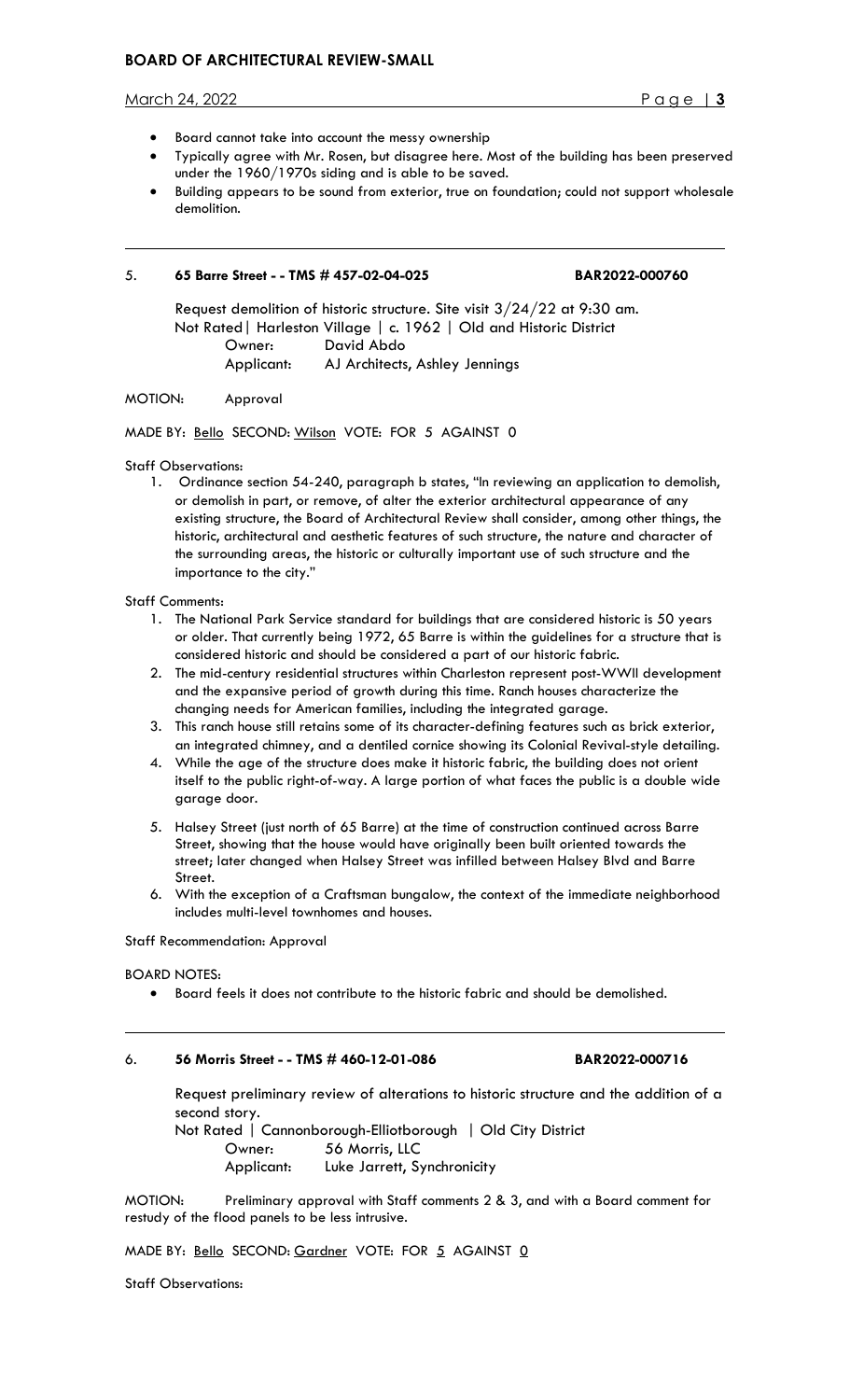- Board cannot take into account the messy ownership
- Typically agree with Mr. Rosen, but disagree here. Most of the building has been preserved under the 1960/1970s siding and is able to be saved.
- Building appears to be sound from exterior, true on foundation; could not support wholesale demolition.

---

5. **65 Barre Street - - TMS # 457-02-04-025 BAR2022-000760**

Request demolition of historic structure. Site visit 3/24/22 at 9:30 am.
Not Rated| Harleston Village | c. 1962 | Old and Historic District
Owner: David Abdo
Applicant: AJ Architects, Ashley Jennings

MOTION: Approval

MADE BY: Bello SECOND: Wilson VOTE: FOR 5 AGAINST 0

Staff Observations:

1. Ordinance section 54-240, paragraph b states, "In reviewing an application to demolish, or demolish in part, or remove, of alter the exterior architectural appearance of any existing structure, the Board of Architectural Review shall consider, among other things, the historic, architectural and aesthetic features of such structure, the nature and character of the surrounding areas, the historic or culturally important use of such structure and the importance to the city."

Staff Comments:

1. The National Park Service standard for buildings that are considered historic is 50 years or older. That currently being 1972, 65 Barre is within the guidelines for a structure that is considered historic and should be considered a part of our historic fabric.
2. The mid-century residential structures within Charleston represent post-WWII development and the expansive period of growth during this time. Ranch houses characterize the changing needs for American families, including the integrated garage.
3. This ranch house still retains some of its character-defining features such as brick exterior, an integrated chimney, and a dentiled cornice showing its Colonial Revival-style detailing.
4. While the age of the structure does make it historic fabric, the building does not orient itself to the public right-of-way. A large portion of what faces the public is a double wide garage door.
5. Halsey Street (just north of 65 Barre) at the time of construction continued across Barre Street, showing that the house would have originally been built oriented towards the street; later changed when Halsey Street was infilled between Halsey Blvd and Barre Street.
6. With the exception of a Craftsman bungalow, the context of the immediate neighborhood includes multi-level townhomes and houses.

Staff Recommendation: Approval

BOARD NOTES:

- Board feels it does not contribute to the historic fabric and should be demolished.

---

6. **56 Morris Street - - TMS # 460-12-01-086 BAR2022-000716**

Request preliminary review of alterations to historic structure and the addition of a second story.
Not Rated | Cannonborough-Elliotborough | Old City District
Owner: 56 Morris, LLC
Applicant: Luke Jarrett, Synchronicity

MOTION: Preliminary approval with Staff comments 2 & 3, and with a Board comment for restudy of the flood panels to be less intrusive.

MADE BY: Bello SECOND: Gardner VOTE: FOR 5 AGAINST 0

Staff Observations: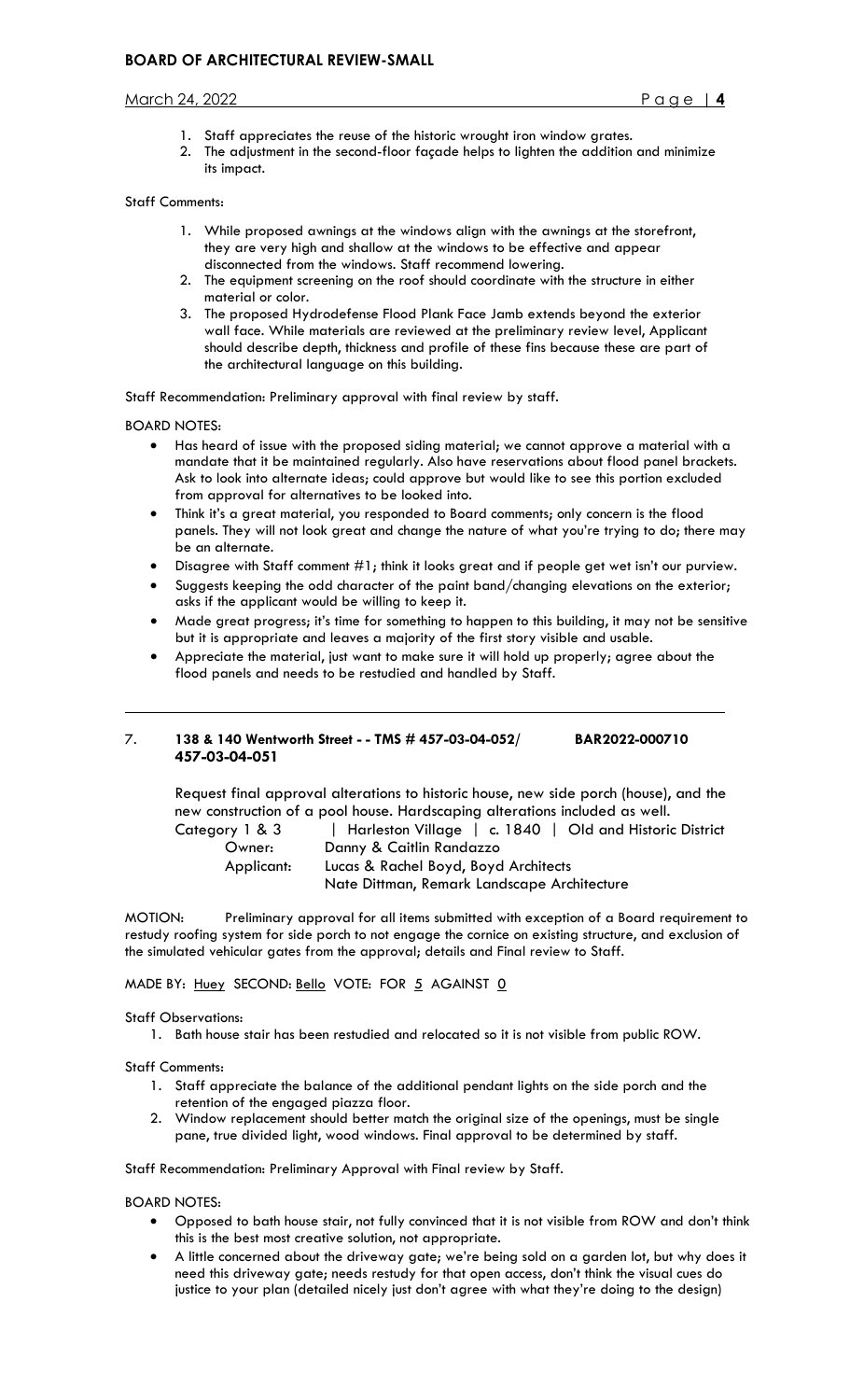1. Staff appreciates the reuse of the historic wrought iron window grates.
2. The adjustment in the second-floor façade helps to lighten the addition and minimize its impact.

Staff Comments:

1. While proposed awnings at the windows align with the awnings at the storefront, they are very high and shallow at the windows to be effective and appear disconnected from the windows. Staff recommend lowering.
2. The equipment screening on the roof should coordinate with the structure in either material or color.
3. The proposed Hydrodefense Flood Plank Face Jamb extends beyond the exterior wall face. While materials are reviewed at the preliminary review level, Applicant should describe depth, thickness and profile of these fins because these are part of the architectural language on this building.

Staff Recommendation: Preliminary approval with final review by staff.

BOARD NOTES:

- Has heard of issue with the proposed siding material; we cannot approve a material with a mandate that it be maintained regularly. Also have reservations about flood panel brackets. Ask to look into alternate ideas; could approve but would like to see this portion excluded from approval for alternatives to be looked into.
- Think it's a great material, you responded to Board comments; only concern is the flood panels. They will not look great and change the nature of what you're trying to do; there may be an alternate.
- Disagree with Staff comment #1; think it looks great and if people get wet isn't our purview.
- Suggests keeping the odd character of the paint band/changing elevations on the exterior; asks if the applicant would be willing to keep it.
- Made great progress; it's time for something to happen to this building, it may not be sensitive but it is appropriate and leaves a majority of the first story visible and usable.
- Appreciate the material, just want to make sure it will hold up properly; agree about the flood panels and needs to be restudied and handled by Staff.

---

7. **138 & 140 Wentworth Street - - TMS # 457-03-04-052/ 457-03-04-051** **BAR2022-000710**

Request final approval alterations to historic house, new side porch (house), and the new construction of a pool house. Hardscaping alterations included as well.

Category 1 & 3 | Harleston Village | c. 1840 | Old and Historic District

Owner: Danny & Caitlin Randazzo

Applicant: Lucas & Rachel Boyd, Boyd Architects
Nate Dittman, Remark Landscape Architecture

MOTION: Preliminary approval for all items submitted with exception of a Board requirement to restudy roofing system for side porch to not engage the cornice on existing structure, and exclusion of the simulated vehicular gates from the approval; details and Final review to Staff.

MADE BY: Huey SECOND: Bello VOTE: FOR 5 AGAINST 0

Staff Observations:

1. Bath house stair has been restudied and relocated so it is not visible from public ROW.

Staff Comments:

1. Staff appreciate the balance of the additional pendant lights on the side porch and the retention of the engaged piazza floor.
2. Window replacement should better match the original size of the openings, must be single pane, true divided light, wood windows. Final approval to be determined by staff.

Staff Recommendation: Preliminary Approval with Final review by Staff.

BOARD NOTES:

- Opposed to bath house stair, not fully convinced that it is not visible from ROW and don't think this is the best most creative solution, not appropriate.
- A little concerned about the driveway gate; we're being sold on a garden lot, but why does it need this driveway gate; needs restudy for that open access, don't think the visual cues do justice to your plan (detailed nicely just don't agree with what they're doing to the design)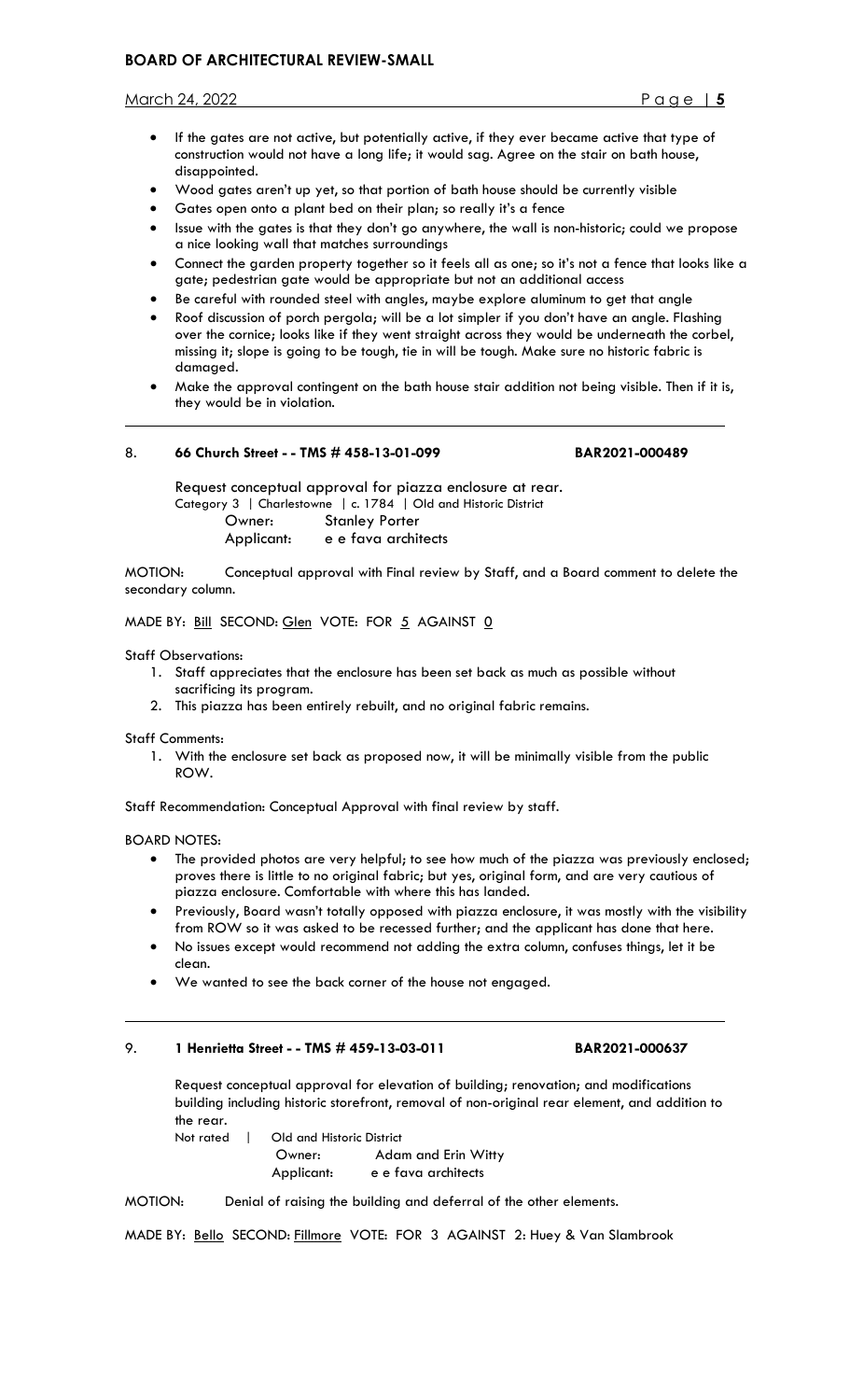- If the gates are not active, but potentially active, if they ever became active that type of construction would not have a long life; it would sag. Agree on the stair on bath house, disappointed.
- Wood gates aren't up yet, so that portion of bath house should be currently visible
- Gates open onto a plant bed on their plan; so really it's a fence
- Issue with the gates is that they don't go anywhere, the wall is non-historic; could we propose a nice looking wall that matches surroundings
- Connect the garden property together so it feels all as one; so it's not a fence that looks like a gate; pedestrian gate would be appropriate but not an additional access
- Be careful with rounded steel with angles, maybe explore aluminum to get that angle
- Roof discussion of porch pergola; will be a lot simpler if you don't have an angle. Flashing over the cornice; looks like if they went straight across they would be underneath the corbel, missing it; slope is going to be tough, tie in will be tough. Make sure no historic fabric is damaged.
- Make the approval contingent on the bath house stair addition not being visible. Then if it is, they would be in violation.

---

## 8. 66 Church Street - - TMS # 458-13-01-099 BAR2021-000489

Request conceptual approval for piazza enclosure at rear.

Category 3 | Charlestowne | c. 1784 | Old and Historic District

Owner: Stanley Porter

Applicant: e e fava architects

MOTION: Conceptual approval with Final review by Staff, and a Board comment to delete the secondary column.

MADE BY: Bill SECOND: Glen VOTE: FOR 5 AGAINST 0

Staff Observations:

1. Staff appreciates that the enclosure has been set back as much as possible without sacrificing its program.
2. This piazza has been entirely rebuilt, and no original fabric remains.

Staff Comments:

1. With the enclosure set back as proposed now, it will be minimally visible from the public ROW.

Staff Recommendation: Conceptual Approval with final review by staff.

BOARD NOTES:

- The provided photos are very helpful; to see how much of the piazza was previously enclosed; proves there is little to no original fabric; but yes, original form, and are very cautious of piazza enclosure. Comfortable with where this has landed.
- Previously, Board wasn't totally opposed with piazza enclosure, it was mostly with the visibility from ROW so it was asked to be recessed further; and the applicant has done that here.
- No issues except would recommend not adding the extra column, confuses things, let it be clean.
- We wanted to see the back corner of the house not engaged.

---

## 9. 1 Henrietta Street - - TMS # 459-13-03-011 BAR2021-000637

Request conceptual approval for elevation of building; renovation; and modifications building including historic storefront, removal of non-original rear element, and addition to the rear.

Not rated | Old and Historic District

Owner: Adam and Erin Witty

Applicant: e e fava architects

MOTION: Denial of raising the building and deferral of the other elements.

MADE BY: Bello SECOND: Fillmore VOTE: FOR 3 AGAINST 2: Huey & Van Slambrook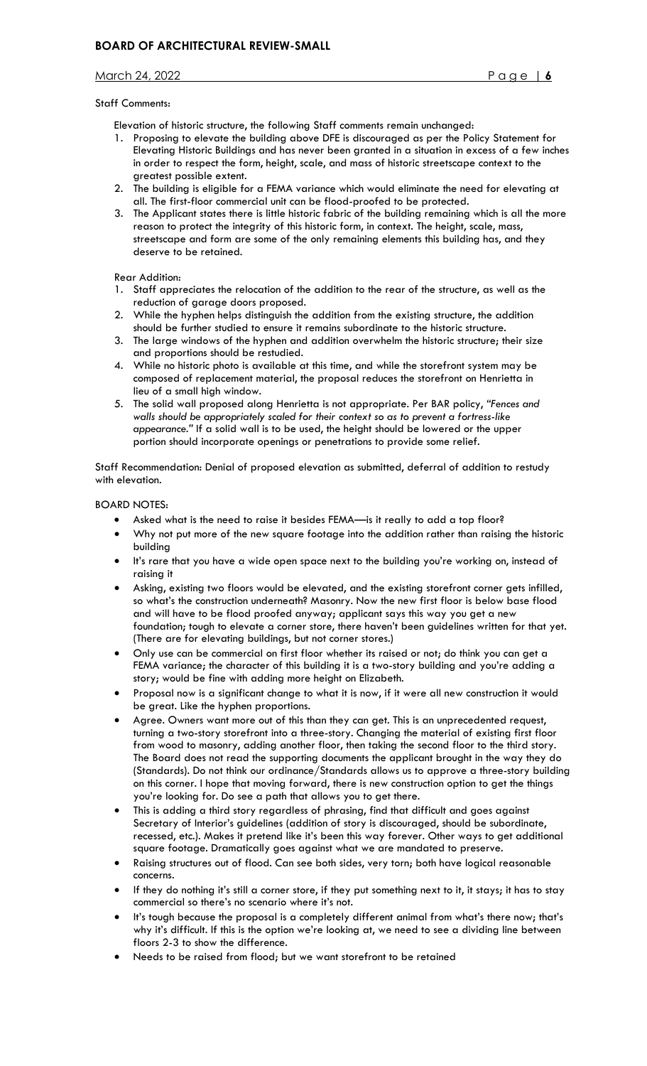Staff Comments:

Elevation of historic structure, the following Staff comments remain unchanged:

1. Proposing to elevate the building above DFE is discouraged as per the Policy Statement for Elevating Historic Buildings and has never been granted in a situation in excess of a few inches in order to respect the form, height, scale, and mass of historic streetscape context to the greatest possible extent.
2. The building is eligible for a FEMA variance which would eliminate the need for elevating at all. The first-floor commercial unit can be flood-proofed to be protected.
3. The Applicant states there is little historic fabric of the building remaining which is all the more reason to protect the integrity of this historic form, in context. The height, scale, mass, streetscape and form are some of the only remaining elements this building has, and they deserve to be retained.

Rear Addition:

1. Staff appreciates the relocation of the addition to the rear of the structure, as well as the reduction of garage doors proposed.
2. While the hyphen helps distinguish the addition from the existing structure, the addition should be further studied to ensure it remains subordinate to the historic structure.
3. The large windows of the hyphen and addition overwhelm the historic structure; their size and proportions should be restudied.
4. While no historic photo is available at this time, and while the storefront system may be composed of replacement material, the proposal reduces the storefront on Henrietta in lieu of a small high window.
5. The solid wall proposed along Henrietta is not appropriate. Per BAR policy, *"Fences and walls should be appropriately scaled for their context so as to prevent a fortress-like appearance."* If a solid wall is to be used, the height should be lowered or the upper portion should incorporate openings or penetrations to provide some relief.

Staff Recommendation: Denial of proposed elevation as submitted, deferral of addition to restudy with elevation.

BOARD NOTES:

- Asked what is the need to raise it besides FEMA—is it really to add a top floor?
- Why not put more of the new square footage into the addition rather than raising the historic building
- It's rare that you have a wide open space next to the building you're working on, instead of raising it
- Asking, existing two floors would be elevated, and the existing storefront corner gets infilled, so what's the construction underneath? Masonry. Now the new first floor is below base flood and will have to be flood proofed anyway; applicant says this way you get a new foundation; tough to elevate a corner store, there haven't been guidelines written for that yet. (There are for elevating buildings, but not corner stores.)
- Only use can be commercial on first floor whether its raised or not; do think you can get a FEMA variance; the character of this building it is a two-story building and you're adding a story; would be fine with adding more height on Elizabeth.
- Proposal now is a significant change to what it is now, if it were all new construction it would be great. Like the hyphen proportions.
- Agree. Owners want more out of this than they can get. This is an unprecedented request, turning a two-story storefront into a three-story. Changing the material of existing first floor from wood to masonry, adding another floor, then taking the second floor to the third story. The Board does not read the supporting documents the applicant brought in the way they do (Standards). Do not think our ordinance/Standards allows us to approve a three-story building on this corner. I hope that moving forward, there is new construction option to get the things you're looking for. Do see a path that allows you to get there.
- This is adding a third story regardless of phrasing, find that difficult and goes against Secretary of Interior's guidelines (addition of story is discouraged, should be subordinate, recessed, etc.). Makes it pretend like it's been this way forever. Other ways to get additional square footage. Dramatically goes against what we are mandated to preserve.
- Raising structures out of flood. Can see both sides, very torn; both have logical reasonable concerns.
- If they do nothing it's still a corner store, if they put something next to it, it stays; it has to stay commercial so there's no scenario where it's not.
- It's tough because the proposal is a completely different animal from what's there now; that's why it's difficult. If this is the option we're looking at, we need to see a dividing line between floors 2-3 to show the difference.
- Needs to be raised from flood; but we want storefront to be retained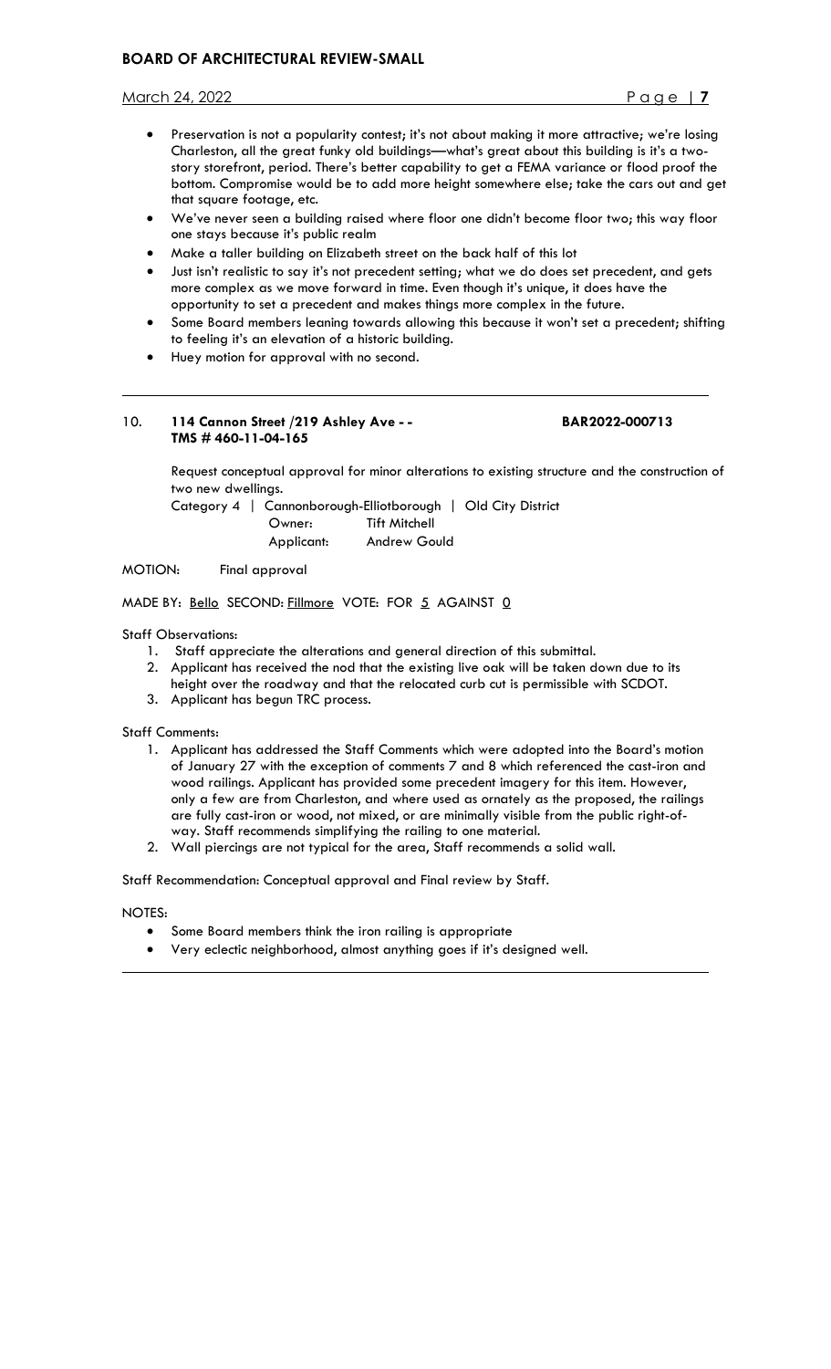- Preservation is not a popularity contest; it's not about making it more attractive; we're losing Charleston, all the great funky old buildings—what's great about this building is it's a two-story storefront, period. There's better capability to get a FEMA variance or flood proof the bottom. Compromise would be to add more height somewhere else; take the cars out and get that square footage, etc.
- We've never seen a building raised where floor one didn't become floor two; this way floor one stays because it's public realm
- Make a taller building on Elizabeth street on the back half of this lot
- Just isn't realistic to say it's not precedent setting; what we do does set precedent, and gets more complex as we move forward in time. Even though it's unique, it does have the opportunity to set a precedent and makes things more complex in the future.
- Some Board members leaning towards allowing this because it won't set a precedent; shifting to feeling it's an elevation of a historic building.
- Huey motion for approval with no second.

---

10. **114 Cannon Street /219 Ashley Ave - - TMS # 460-11-04-165** **BAR2022-000713**

Request conceptual approval for minor alterations to existing structure and the construction of two new dwellings.

Category 4 | Cannonborough-Elliotborough | Old City District

Owner: Tift Mitchell

Applicant: Andrew Gould

MOTION: Final approval

MADE BY: Bello SECOND: Fillmore VOTE: FOR 5 AGAINST 0

Staff Observations:

1. Staff appreciate the alterations and general direction of this submittal.
2. Applicant has received the nod that the existing live oak will be taken down due to its height over the roadway and that the relocated curb cut is permissible with SCDOT.
3. Applicant has begun TRC process.

Staff Comments:

1. Applicant has addressed the Staff Comments which were adopted into the Board's motion of January 27 with the exception of comments 7 and 8 which referenced the cast-iron and wood railings. Applicant has provided some precedent imagery for this item. However, only a few are from Charleston, and where used as ornately as the proposed, the railings are fully cast-iron or wood, not mixed, or are minimally visible from the public right-of-way. Staff recommends simplifying the railing to one material.
2. Wall piercings are not typical for the area, Staff recommends a solid wall.

Staff Recommendation: Conceptual approval and Final review by Staff.

NOTES:

- Some Board members think the iron railing is appropriate
- Very eclectic neighborhood, almost anything goes if it's designed well.

---